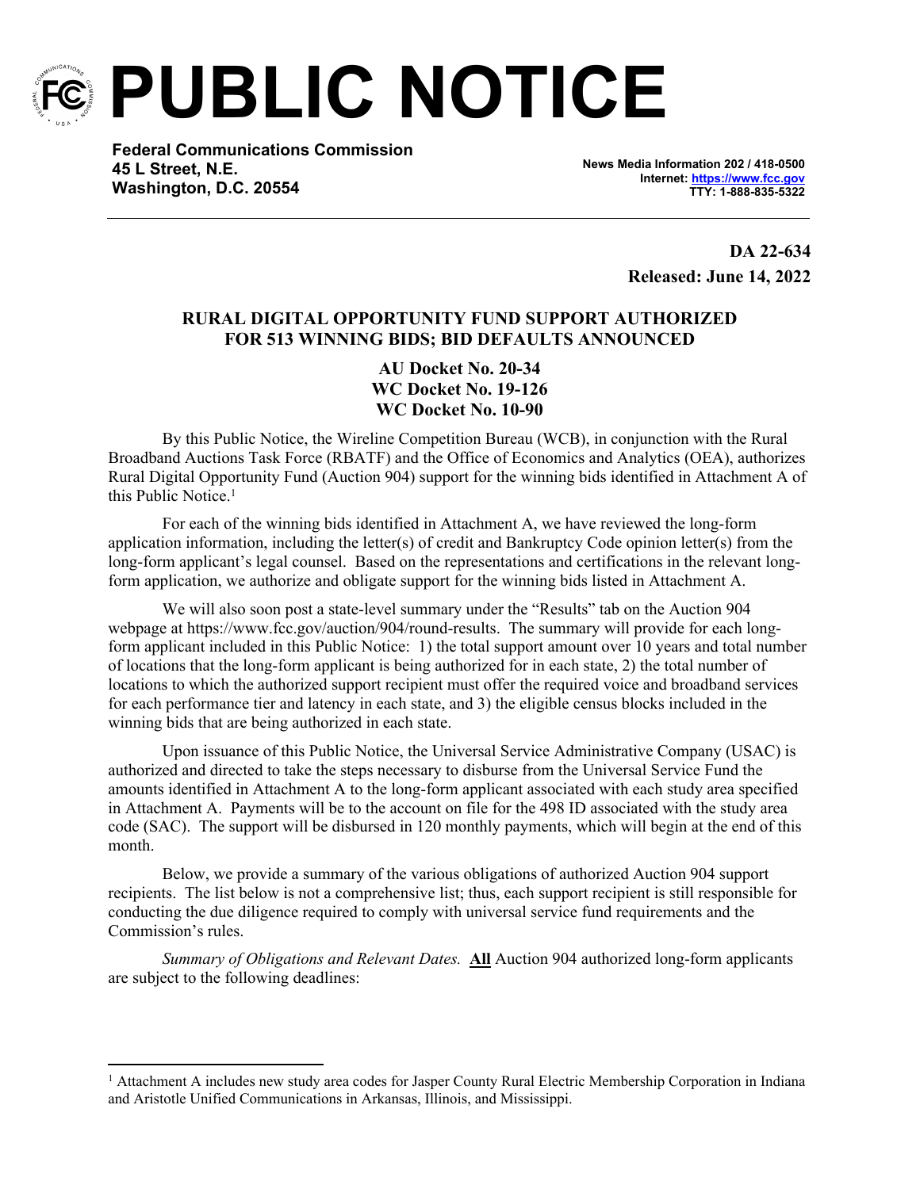# PUBLIC NOTICE

**Federal Communications Commission**
**45 L Street, N.E.**
**Washington, D.C. 20554**

**News Media Information 202 / 418-0500**
**Internet: https://www.fcc.gov**
**TTY: 1-888-835-5322**

**DA 22-634**
**Released: June 14, 2022**

## RURAL DIGITAL OPPORTUNITY FUND SUPPORT AUTHORIZED FOR 513 WINNING BIDS; BID DEFAULTS ANNOUNCED

**AU Docket No. 20-34**
**WC Docket No. 19-126**
**WC Docket No. 10-90**

By this Public Notice, the Wireline Competition Bureau (WCB), in conjunction with the Rural Broadband Auctions Task Force (RBATF) and the Office of Economics and Analytics (OEA), authorizes Rural Digital Opportunity Fund (Auction 904) support for the winning bids identified in Attachment A of this Public Notice.[1]

For each of the winning bids identified in Attachment A, we have reviewed the long-form application information, including the letter(s) of credit and Bankruptcy Code opinion letter(s) from the long-form applicant's legal counsel. Based on the representations and certifications in the relevant long-form application, we authorize and obligate support for the winning bids listed in Attachment A.

We will also soon post a state-level summary under the "Results" tab on the Auction 904 webpage at https://www.fcc.gov/auction/904/round-results. The summary will provide for each long-form applicant included in this Public Notice: 1) the total support amount over 10 years and total number of locations that the long-form applicant is being authorized for in each state, 2) the total number of locations to which the authorized support recipient must offer the required voice and broadband services for each performance tier and latency in each state, and 3) the eligible census blocks included in the winning bids that are being authorized in each state.

Upon issuance of this Public Notice, the Universal Service Administrative Company (USAC) is authorized and directed to take the steps necessary to disburse from the Universal Service Fund the amounts identified in Attachment A to the long-form applicant associated with each study area specified in Attachment A. Payments will be to the account on file for the 498 ID associated with the study area code (SAC). The support will be disbursed in 120 monthly payments, which will begin at the end of this month.

Below, we provide a summary of the various obligations of authorized Auction 904 support recipients. The list below is not a comprehensive list; thus, each support recipient is still responsible for conducting the due diligence required to comply with universal service fund requirements and the Commission's rules.

*Summary of Obligations and Relevant Dates.* **All** Auction 904 authorized long-form applicants are subject to the following deadlines:

---

[1] Attachment A includes new study area codes for Jasper County Rural Electric Membership Corporation in Indiana and Aristotle Unified Communications in Arkansas, Illinois, and Mississippi.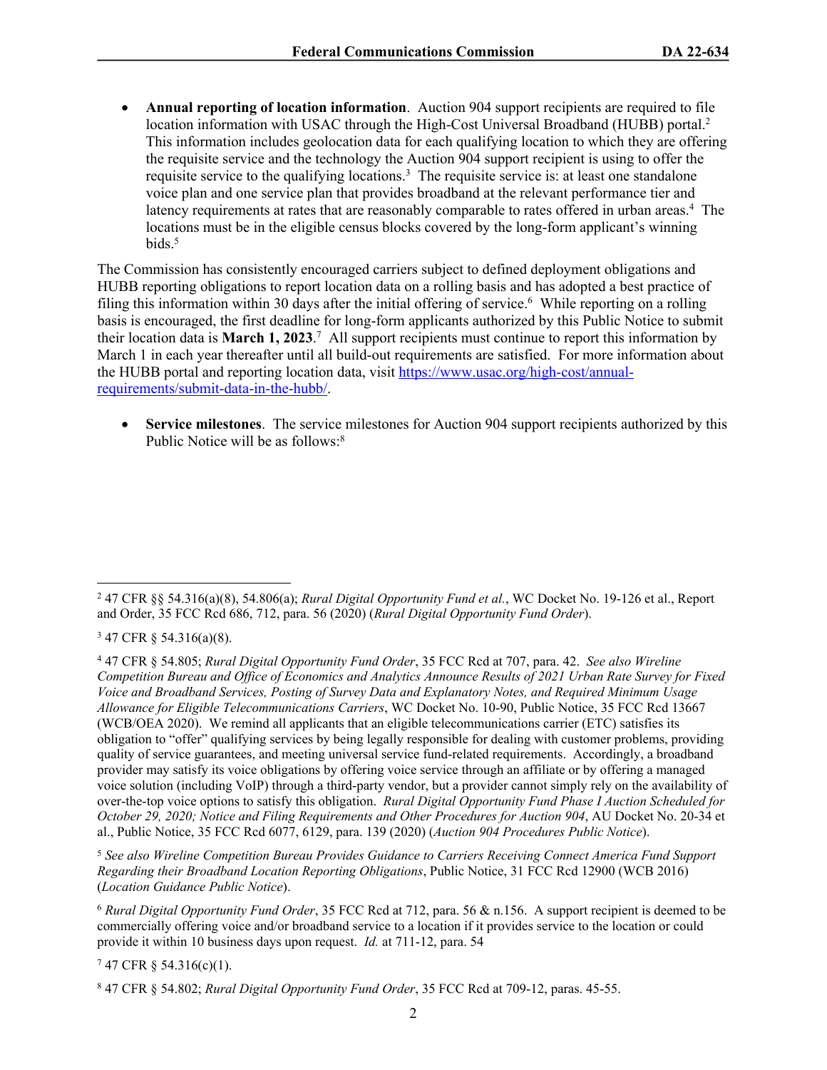- **Annual reporting of location information**. Auction 904 support recipients are required to file location information with USAC through the High-Cost Universal Broadband (HUBB) portal.[2] This information includes geolocation data for each qualifying location to which they are offering the requisite service and the technology the Auction 904 support recipient is using to offer the requisite service to the qualifying locations.[3] The requisite service is: at least one standalone voice plan and one service plan that provides broadband at the relevant performance tier and latency requirements at rates that are reasonably comparable to rates offered in urban areas.[4] The locations must be in the eligible census blocks covered by the long-form applicant's winning bids.[5]

The Commission has consistently encouraged carriers subject to defined deployment obligations and HUBB reporting obligations to report location data on a rolling basis and has adopted a best practice of filing this information within 30 days after the initial offering of service.[6] While reporting on a rolling basis is encouraged, the first deadline for long-form applicants authorized by this Public Notice to submit their location data is **March 1, 2023**.[7] All support recipients must continue to report this information by March 1 in each year thereafter until all build-out requirements are satisfied. For more information about the HUBB portal and reporting location data, visit [https://www.usac.org/high-cost/annual-requirements/submit-data-in-the-hubb/](https://www.usac.org/high-cost/annual-requirements/submit-data-in-the-hubb/).

- **Service milestones**. The service milestones for Auction 904 support recipients authorized by this Public Notice will be as follows:[8]

---

[2] 47 CFR §§ 54.316(a)(8), 54.806(a); *Rural Digital Opportunity Fund et al.*, WC Docket No. 19-126 et al., Report and Order, 35 FCC Rcd 686, 712, para. 56 (2020) (*Rural Digital Opportunity Fund Order*).

[3] 47 CFR § 54.316(a)(8).

[4] 47 CFR § 54.805; *Rural Digital Opportunity Fund Order*, 35 FCC Rcd at 707, para. 42. *See also Wireline Competition Bureau and Office of Economics and Analytics Announce Results of 2021 Urban Rate Survey for Fixed Voice and Broadband Services, Posting of Survey Data and Explanatory Notes, and Required Minimum Usage Allowance for Eligible Telecommunications Carriers*, WC Docket No. 10-90, Public Notice, 35 FCC Rcd 13667 (WCB/OEA 2020). We remind all applicants that an eligible telecommunications carrier (ETC) satisfies its obligation to "offer" qualifying services by being legally responsible for dealing with customer problems, providing quality of service guarantees, and meeting universal service fund-related requirements. Accordingly, a broadband provider may satisfy its voice obligations by offering voice service through an affiliate or by offering a managed voice solution (including VoIP) through a third-party vendor, but a provider cannot simply rely on the availability of over-the-top voice options to satisfy this obligation. *Rural Digital Opportunity Fund Phase I Auction Scheduled for October 29, 2020; Notice and Filing Requirements and Other Procedures for Auction 904*, AU Docket No. 20-34 et al., Public Notice, 35 FCC Rcd 6077, 6129, para. 139 (2020) (*Auction 904 Procedures Public Notice*).

[5] *See also Wireline Competition Bureau Provides Guidance to Carriers Receiving Connect America Fund Support Regarding their Broadband Location Reporting Obligations*, Public Notice, 31 FCC Rcd 12900 (WCB 2016) (*Location Guidance Public Notice*).

[6] *Rural Digital Opportunity Fund Order*, 35 FCC Rcd at 712, para. 56 & n.156. A support recipient is deemed to be commercially offering voice and/or broadband service to a location if it provides service to the location or could provide it within 10 business days upon request. *Id.* at 711-12, para. 54

[7] 47 CFR § 54.316(c)(1).

[8] 47 CFR § 54.802; *Rural Digital Opportunity Fund Order*, 35 FCC Rcd at 709-12, paras. 45-55.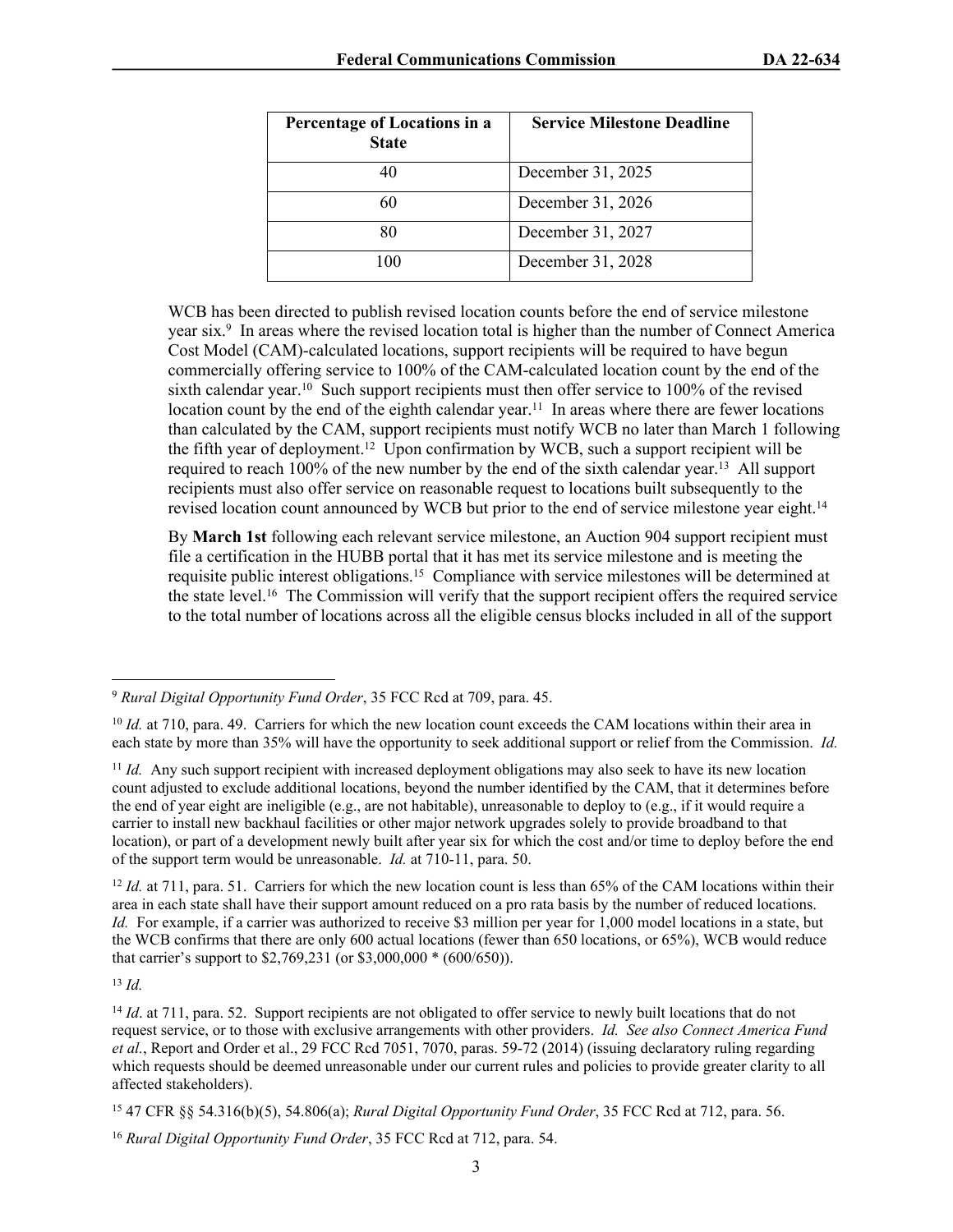| Percentage of Locations in a State | Service Milestone Deadline |
|---|---|
| 40 | December 31, 2025 |
| 60 | December 31, 2026 |
| 80 | December 31, 2027 |
| 100 | December 31, 2028 |

WCB has been directed to publish revised location counts before the end of service milestone year six.[9] In areas where the revised location total is higher than the number of Connect America Cost Model (CAM)-calculated locations, support recipients will be required to have begun commercially offering service to 100% of the CAM-calculated location count by the end of the sixth calendar year.[10] Such support recipients must then offer service to 100% of the revised location count by the end of the eighth calendar year.[11] In areas where there are fewer locations than calculated by the CAM, support recipients must notify WCB no later than March 1 following the fifth year of deployment.[12] Upon confirmation by WCB, such a support recipient will be required to reach 100% of the new number by the end of the sixth calendar year.[13] All support recipients must also offer service on reasonable request to locations built subsequently to the revised location count announced by WCB but prior to the end of service milestone year eight.[14]

By **March 1st** following each relevant service milestone, an Auction 904 support recipient must file a certification in the HUBB portal that it has met its service milestone and is meeting the requisite public interest obligations.[15] Compliance with service milestones will be determined at the state level.[16] The Commission will verify that the support recipient offers the required service to the total number of locations across all the eligible census blocks included in all of the support

---

[9] *Rural Digital Opportunity Fund Order*, 35 FCC Rcd at 709, para. 45.

[10] *Id.* at 710, para. 49. Carriers for which the new location count exceeds the CAM locations within their area in each state by more than 35% will have the opportunity to seek additional support or relief from the Commission. *Id.*

[11] *Id.* Any such support recipient with increased deployment obligations may also seek to have its new location count adjusted to exclude additional locations, beyond the number identified by the CAM, that it determines before the end of year eight are ineligible (e.g., are not habitable), unreasonable to deploy to (e.g., if it would require a carrier to install new backhaul facilities or other major network upgrades solely to provide broadband to that location), or part of a development newly built after year six for which the cost and/or time to deploy before the end of the support term would be unreasonable. *Id.* at 710-11, para. 50.

[12] *Id.* at 711, para. 51. Carriers for which the new location count is less than 65% of the CAM locations within their area in each state shall have their support amount reduced on a pro rata basis by the number of reduced locations. *Id.* For example, if a carrier was authorized to receive $3 million per year for 1,000 model locations in a state, but the WCB confirms that there are only 600 actual locations (fewer than 650 locations, or 65%), WCB would reduce that carrier's support to $2,769,231 (or $3,000,000 * (600/650)).

[13] *Id.*

[14] *Id*. at 711, para. 52. Support recipients are not obligated to offer service to newly built locations that do not request service, or to those with exclusive arrangements with other providers. *Id. See also Connect America Fund et al.*, Report and Order et al., 29 FCC Rcd 7051, 7070, paras. 59-72 (2014) (issuing declaratory ruling regarding which requests should be deemed unreasonable under our current rules and policies to provide greater clarity to all affected stakeholders).

[15] 47 CFR §§ 54.316(b)(5), 54.806(a); *Rural Digital Opportunity Fund Order*, 35 FCC Rcd at 712, para. 56.

[16] *Rural Digital Opportunity Fund Order*, 35 FCC Rcd at 712, para. 54.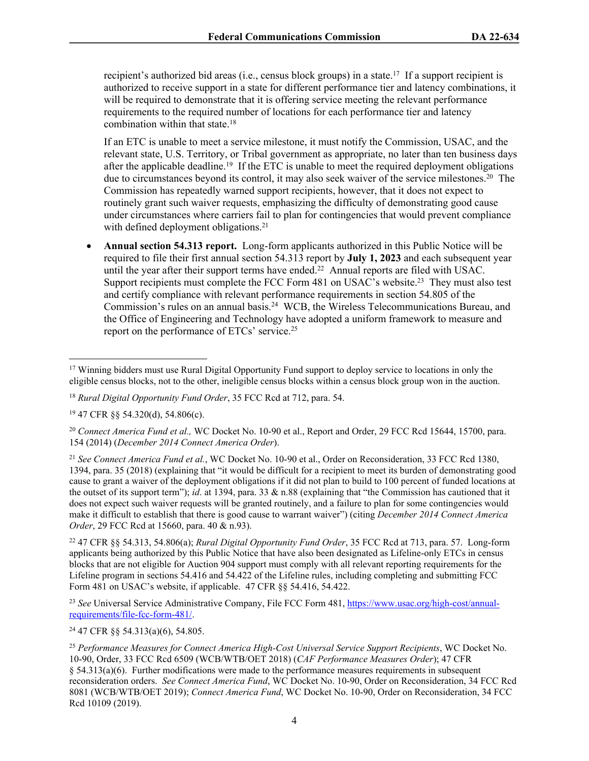recipient's authorized bid areas (i.e., census block groups) in a state.[17] If a support recipient is authorized to receive support in a state for different performance tier and latency combinations, it will be required to demonstrate that it is offering service meeting the relevant performance requirements to the required number of locations for each performance tier and latency combination within that state.[18]

If an ETC is unable to meet a service milestone, it must notify the Commission, USAC, and the relevant state, U.S. Territory, or Tribal government as appropriate, no later than ten business days after the applicable deadline.[19] If the ETC is unable to meet the required deployment obligations due to circumstances beyond its control, it may also seek waiver of the service milestones.[20] The Commission has repeatedly warned support recipients, however, that it does not expect to routinely grant such waiver requests, emphasizing the difficulty of demonstrating good cause under circumstances where carriers fail to plan for contingencies that would prevent compliance with defined deployment obligations.[21]

- **Annual section 54.313 report.** Long-form applicants authorized in this Public Notice will be required to file their first annual section 54.313 report by **July 1, 2023** and each subsequent year until the year after their support terms have ended.[22] Annual reports are filed with USAC. Support recipients must complete the FCC Form 481 on USAC's website.[23] They must also test and certify compliance with relevant performance requirements in section 54.805 of the Commission's rules on an annual basis.[24] WCB, the Wireless Telecommunications Bureau, and the Office of Engineering and Technology have adopted a uniform framework to measure and report on the performance of ETCs' service.[25]

---

[17] Winning bidders must use Rural Digital Opportunity Fund support to deploy service to locations in only the eligible census blocks, not to the other, ineligible census blocks within a census block group won in the auction.

[18] *Rural Digital Opportunity Fund Order*, 35 FCC Rcd at 712, para. 54.

[19] 47 CFR §§ 54.320(d), 54.806(c).

[20] *Connect America Fund et al.,* WC Docket No. 10-90 et al., Report and Order, 29 FCC Rcd 15644, 15700, para. 154 (2014) (*December 2014 Connect America Order*).

[21] *See Connect America Fund et al.*, WC Docket No. 10-90 et al., Order on Reconsideration, 33 FCC Rcd 1380, 1394, para. 35 (2018) (explaining that "it would be difficult for a recipient to meet its burden of demonstrating good cause to grant a waiver of the deployment obligations if it did not plan to build to 100 percent of funded locations at the outset of its support term"); *id*. at 1394, para. 33 & n.88 (explaining that "the Commission has cautioned that it does not expect such waiver requests will be granted routinely, and a failure to plan for some contingencies would make it difficult to establish that there is good cause to warrant waiver") (citing *December 2014 Connect America Order*, 29 FCC Rcd at 15660, para. 40 & n.93).

[22] 47 CFR §§ 54.313, 54.806(a); *Rural Digital Opportunity Fund Order*, 35 FCC Rcd at 713, para. 57. Long-form applicants being authorized by this Public Notice that have also been designated as Lifeline-only ETCs in census blocks that are not eligible for Auction 904 support must comply with all relevant reporting requirements for the Lifeline program in sections 54.416 and 54.422 of the Lifeline rules, including completing and submitting FCC Form 481 on USAC's website, if applicable. 47 CFR §§ 54.416, 54.422.

[23] *See* Universal Service Administrative Company, File FCC Form 481, https://www.usac.org/high-cost/annual-requirements/file-fcc-form-481/.

[24] 47 CFR §§ 54.313(a)(6), 54.805.

[25] *Performance Measures for Connect America High-Cost Universal Service Support Recipients*, WC Docket No. 10-90, Order, 33 FCC Rcd 6509 (WCB/WTB/OET 2018) (*CAF Performance Measures Order*); 47 CFR § 54.313(a)(6). Further modifications were made to the performance measures requirements in subsequent reconsideration orders. *See Connect America Fund*, WC Docket No. 10-90, Order on Reconsideration, 34 FCC Rcd 8081 (WCB/WTB/OET 2019); *Connect America Fund*, WC Docket No. 10-90, Order on Reconsideration, 34 FCC Rcd 10109 (2019).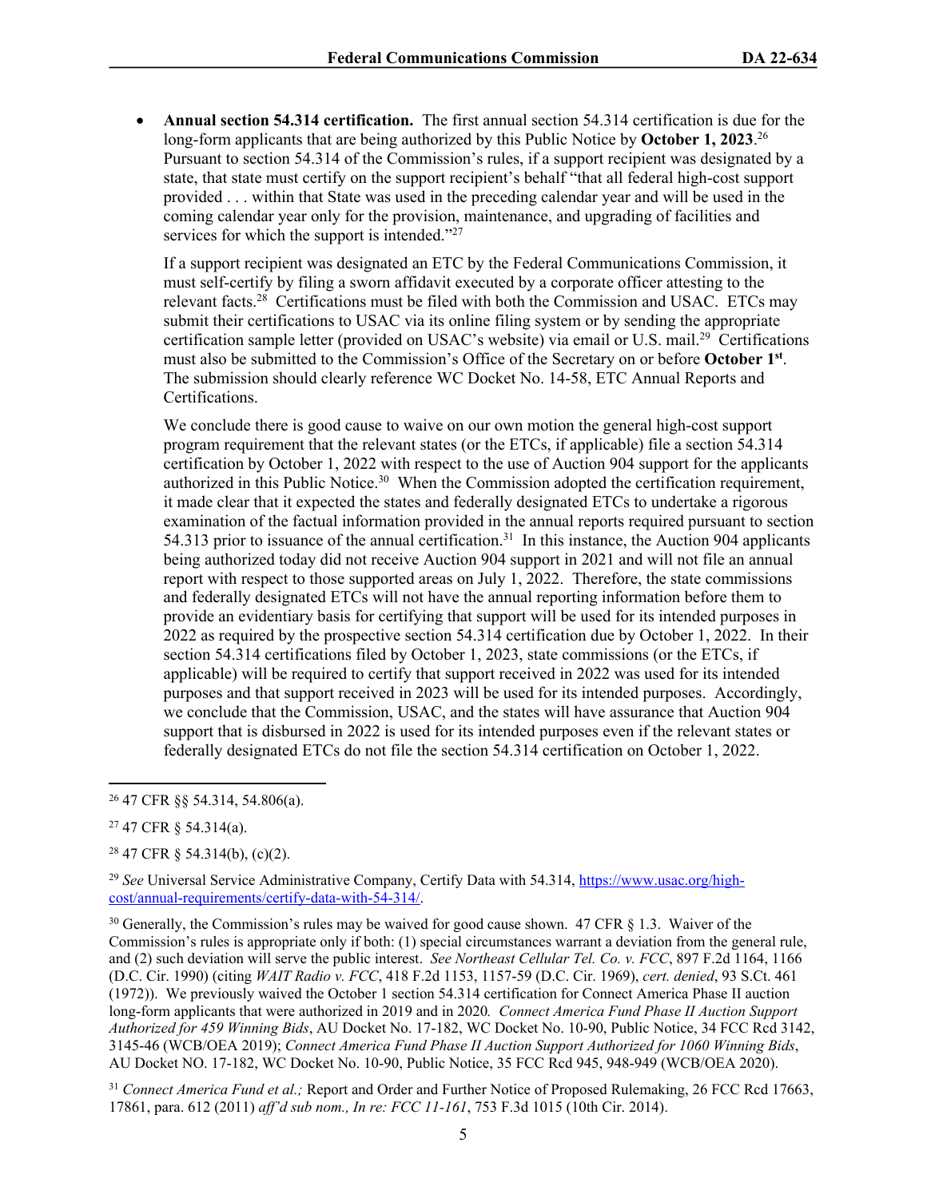- **Annual section 54.314 certification.** The first annual section 54.314 certification is due for the long-form applicants that are being authorized by this Public Notice by **October 1, 2023**.[26] Pursuant to section 54.314 of the Commission's rules, if a support recipient was designated by a state, that state must certify on the support recipient's behalf "that all federal high-cost support provided . . . within that State was used in the preceding calendar year and will be used in the coming calendar year only for the provision, maintenance, and upgrading of facilities and services for which the support is intended."[27]

  If a support recipient was designated an ETC by the Federal Communications Commission, it must self-certify by filing a sworn affidavit executed by a corporate officer attesting to the relevant facts.[28] Certifications must be filed with both the Commission and USAC. ETCs may submit their certifications to USAC via its online filing system or by sending the appropriate certification sample letter (provided on USAC's website) via email or U.S. mail.[29] Certifications must also be submitted to the Commission's Office of the Secretary on or before **October 1st**. The submission should clearly reference WC Docket No. 14-58, ETC Annual Reports and Certifications.

  We conclude there is good cause to waive on our own motion the general high-cost support program requirement that the relevant states (or the ETCs, if applicable) file a section 54.314 certification by October 1, 2022 with respect to the use of Auction 904 support for the applicants authorized in this Public Notice.[30] When the Commission adopted the certification requirement, it made clear that it expected the states and federally designated ETCs to undertake a rigorous examination of the factual information provided in the annual reports required pursuant to section 54.313 prior to issuance of the annual certification.[31] In this instance, the Auction 904 applicants being authorized today did not receive Auction 904 support in 2021 and will not file an annual report with respect to those supported areas on July 1, 2022. Therefore, the state commissions and federally designated ETCs will not have the annual reporting information before them to provide an evidentiary basis for certifying that support will be used for its intended purposes in 2022 as required by the prospective section 54.314 certification due by October 1, 2022. In their section 54.314 certifications filed by October 1, 2023, state commissions (or the ETCs, if applicable) will be required to certify that support received in 2022 was used for its intended purposes and that support received in 2023 will be used for its intended purposes. Accordingly, we conclude that the Commission, USAC, and the states will have assurance that Auction 904 support that is disbursed in 2022 is used for its intended purposes even if the relevant states or federally designated ETCs do not file the section 54.314 certification on October 1, 2022.

---

[26] 47 CFR §§ 54.314, 54.806(a).

[27] 47 CFR § 54.314(a).

[28] 47 CFR § 54.314(b), (c)(2).

[29] *See* Universal Service Administrative Company, Certify Data with 54.314, https://www.usac.org/high-cost/annual-requirements/certify-data-with-54-314/.

[30] Generally, the Commission's rules may be waived for good cause shown. 47 CFR § 1.3. Waiver of the Commission's rules is appropriate only if both: (1) special circumstances warrant a deviation from the general rule, and (2) such deviation will serve the public interest. *See Northeast Cellular Tel. Co. v. FCC*, 897 F.2d 1164, 1166 (D.C. Cir. 1990) (citing *WAIT Radio v. FCC*, 418 F.2d 1153, 1157-59 (D.C. Cir. 1969), *cert. denied*, 93 S.Ct. 461 (1972)). We previously waived the October 1 section 54.314 certification for Connect America Phase II auction long-form applicants that were authorized in 2019 and in 2020*. Connect America Fund Phase II Auction Support Authorized for 459 Winning Bids*, AU Docket No. 17-182, WC Docket No. 10-90, Public Notice, 34 FCC Rcd 3142, 3145-46 (WCB/OEA 2019); *Connect America Fund Phase II Auction Support Authorized for 1060 Winning Bids*, AU Docket NO. 17-182, WC Docket No. 10-90, Public Notice, 35 FCC Rcd 945, 948-949 (WCB/OEA 2020).

[31] *Connect America Fund et al.;* Report and Order and Further Notice of Proposed Rulemaking, 26 FCC Rcd 17663, 17861, para. 612 (2011) *aff'd sub nom., In re: FCC 11-161*, 753 F.3d 1015 (10th Cir. 2014).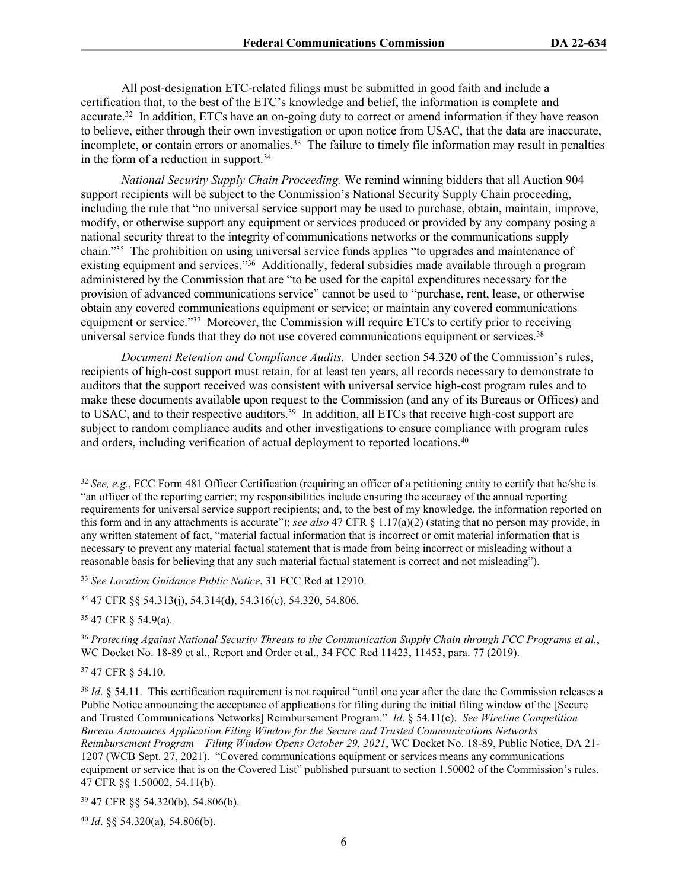All post-designation ETC-related filings must be submitted in good faith and include a certification that, to the best of the ETC's knowledge and belief, the information is complete and accurate.[32] In addition, ETCs have an on-going duty to correct or amend information if they have reason to believe, either through their own investigation or upon notice from USAC, that the data are inaccurate, incomplete, or contain errors or anomalies.[33] The failure to timely file information may result in penalties in the form of a reduction in support.[34]

*National Security Supply Chain Proceeding.* We remind winning bidders that all Auction 904 support recipients will be subject to the Commission's National Security Supply Chain proceeding, including the rule that "no universal service support may be used to purchase, obtain, maintain, improve, modify, or otherwise support any equipment or services produced or provided by any company posing a national security threat to the integrity of communications networks or the communications supply chain."[35] The prohibition on using universal service funds applies "to upgrades and maintenance of existing equipment and services."[36] Additionally, federal subsidies made available through a program administered by the Commission that are "to be used for the capital expenditures necessary for the provision of advanced communications service" cannot be used to "purchase, rent, lease, or otherwise obtain any covered communications equipment or service; or maintain any covered communications equipment or service."[37] Moreover, the Commission will require ETCs to certify prior to receiving universal service funds that they do not use covered communications equipment or services.[38]

*Document Retention and Compliance Audits.* Under section 54.320 of the Commission's rules, recipients of high-cost support must retain, for at least ten years, all records necessary to demonstrate to auditors that the support received was consistent with universal service high-cost program rules and to make these documents available upon request to the Commission (and any of its Bureaus or Offices) and to USAC, and to their respective auditors.[39] In addition, all ETCs that receive high-cost support are subject to random compliance audits and other investigations to ensure compliance with program rules and orders, including verification of actual deployment to reported locations.[40]

---

[32] *See, e.g.*, FCC Form 481 Officer Certification (requiring an officer of a petitioning entity to certify that he/she is "an officer of the reporting carrier; my responsibilities include ensuring the accuracy of the annual reporting requirements for universal service support recipients; and, to the best of my knowledge, the information reported on this form and in any attachments is accurate"); *see also* 47 CFR § 1.17(a)(2) (stating that no person may provide, in any written statement of fact, "material factual information that is incorrect or omit material information that is necessary to prevent any material factual statement that is made from being incorrect or misleading without a reasonable basis for believing that any such material factual statement is correct and not misleading").

[33] *See Location Guidance Public Notice*, 31 FCC Rcd at 12910.

[34] 47 CFR §§ 54.313(j), 54.314(d), 54.316(c), 54.320, 54.806.

[35] 47 CFR § 54.9(a).

[36] *Protecting Against National Security Threats to the Communication Supply Chain through FCC Programs et al.*, WC Docket No. 18-89 et al., Report and Order et al., 34 FCC Rcd 11423, 11453, para. 77 (2019).

[37] 47 CFR § 54.10.

[38] *Id*. § 54.11. This certification requirement is not required "until one year after the date the Commission releases a Public Notice announcing the acceptance of applications for filing during the initial filing window of the [Secure and Trusted Communications Networks] Reimbursement Program." *Id*. § 54.11(c). *See Wireline Competition Bureau Announces Application Filing Window for the Secure and Trusted Communications Networks Reimbursement Program – Filing Window Opens October 29, 2021*, WC Docket No. 18-89, Public Notice, DA 21-1207 (WCB Sept. 27, 2021). "Covered communications equipment or services means any communications equipment or service that is on the Covered List" published pursuant to section 1.50002 of the Commission's rules. 47 CFR §§ 1.50002, 54.11(b).

[39] 47 CFR §§ 54.320(b), 54.806(b).

[40] *Id*. §§ 54.320(a), 54.806(b).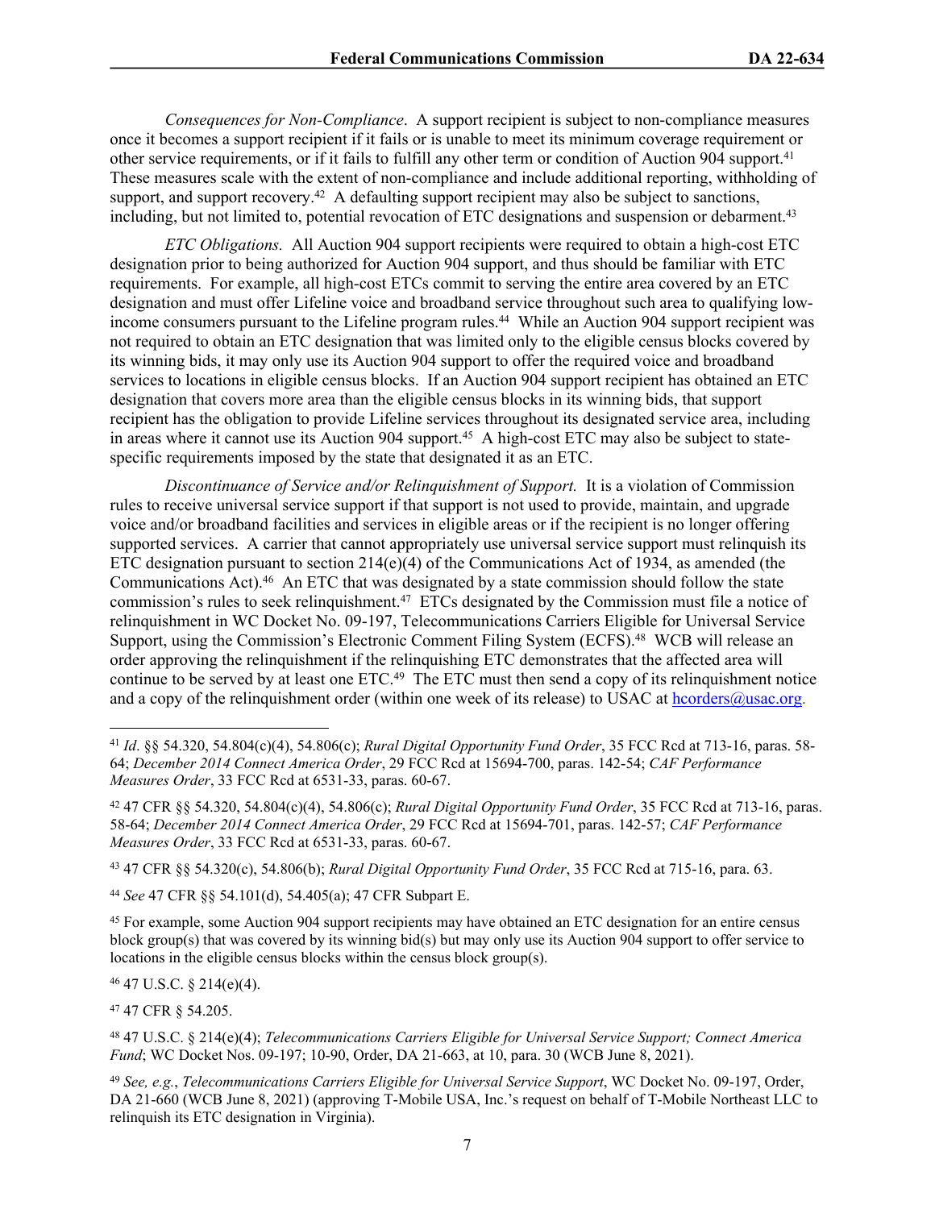*Consequences for Non-Compliance*. A support recipient is subject to non-compliance measures once it becomes a support recipient if it fails or is unable to meet its minimum coverage requirement or other service requirements, or if it fails to fulfill any other term or condition of Auction 904 support.[41] These measures scale with the extent of non-compliance and include additional reporting, withholding of support, and support recovery.[42] A defaulting support recipient may also be subject to sanctions, including, but not limited to, potential revocation of ETC designations and suspension or debarment.[43]

*ETC Obligations.* All Auction 904 support recipients were required to obtain a high-cost ETC designation prior to being authorized for Auction 904 support, and thus should be familiar with ETC requirements. For example, all high-cost ETCs commit to serving the entire area covered by an ETC designation and must offer Lifeline voice and broadband service throughout such area to qualifying low-income consumers pursuant to the Lifeline program rules.[44] While an Auction 904 support recipient was not required to obtain an ETC designation that was limited only to the eligible census blocks covered by its winning bids, it may only use its Auction 904 support to offer the required voice and broadband services to locations in eligible census blocks. If an Auction 904 support recipient has obtained an ETC designation that covers more area than the eligible census blocks in its winning bids, that support recipient has the obligation to provide Lifeline services throughout its designated service area, including in areas where it cannot use its Auction 904 support.[45] A high-cost ETC may also be subject to state-specific requirements imposed by the state that designated it as an ETC.

*Discontinuance of Service and/or Relinquishment of Support.* It is a violation of Commission rules to receive universal service support if that support is not used to provide, maintain, and upgrade voice and/or broadband facilities and services in eligible areas or if the recipient is no longer offering supported services. A carrier that cannot appropriately use universal service support must relinquish its ETC designation pursuant to section 214(e)(4) of the Communications Act of 1934, as amended (the Communications Act).[46] An ETC that was designated by a state commission should follow the state commission's rules to seek relinquishment.[47] ETCs designated by the Commission must file a notice of relinquishment in WC Docket No. 09-197, Telecommunications Carriers Eligible for Universal Service Support, using the Commission's Electronic Comment Filing System (ECFS).[48] WCB will release an order approving the relinquishment if the relinquishing ETC demonstrates that the affected area will continue to be served by at least one ETC.[49] The ETC must then send a copy of its relinquishment notice and a copy of the relinquishment order (within one week of its release) to USAC at hcorders@usac.org.

---

[41] *Id*. §§ 54.320, 54.804(c)(4), 54.806(c); *Rural Digital Opportunity Fund Order*, 35 FCC Rcd at 713-16, paras. 58-64; *December 2014 Connect America Order*, 29 FCC Rcd at 15694-700, paras. 142-54; *CAF Performance Measures Order*, 33 FCC Rcd at 6531-33, paras. 60-67.

[42] 47 CFR §§ 54.320, 54.804(c)(4), 54.806(c); *Rural Digital Opportunity Fund Order*, 35 FCC Rcd at 713-16, paras. 58-64; *December 2014 Connect America Order*, 29 FCC Rcd at 15694-701, paras. 142-57; *CAF Performance Measures Order*, 33 FCC Rcd at 6531-33, paras. 60-67.

[43] 47 CFR §§ 54.320(c), 54.806(b); *Rural Digital Opportunity Fund Order*, 35 FCC Rcd at 715-16, para. 63.

[44] *See* 47 CFR §§ 54.101(d), 54.405(a); 47 CFR Subpart E.

[45] For example, some Auction 904 support recipients may have obtained an ETC designation for an entire census block group(s) that was covered by its winning bid(s) but may only use its Auction 904 support to offer service to locations in the eligible census blocks within the census block group(s).

[46] 47 U.S.C. § 214(e)(4).

[47] 47 CFR § 54.205.

[48] 47 U.S.C. § 214(e)(4); *Telecommunications Carriers Eligible for Universal Service Support; Connect America Fund*; WC Docket Nos. 09-197; 10-90, Order, DA 21-663, at 10, para. 30 (WCB June 8, 2021).

[49] *See, e.g.*, *Telecommunications Carriers Eligible for Universal Service Support*, WC Docket No. 09-197, Order, DA 21-660 (WCB June 8, 2021) (approving T-Mobile USA, Inc.'s request on behalf of T-Mobile Northeast LLC to relinquish its ETC designation in Virginia).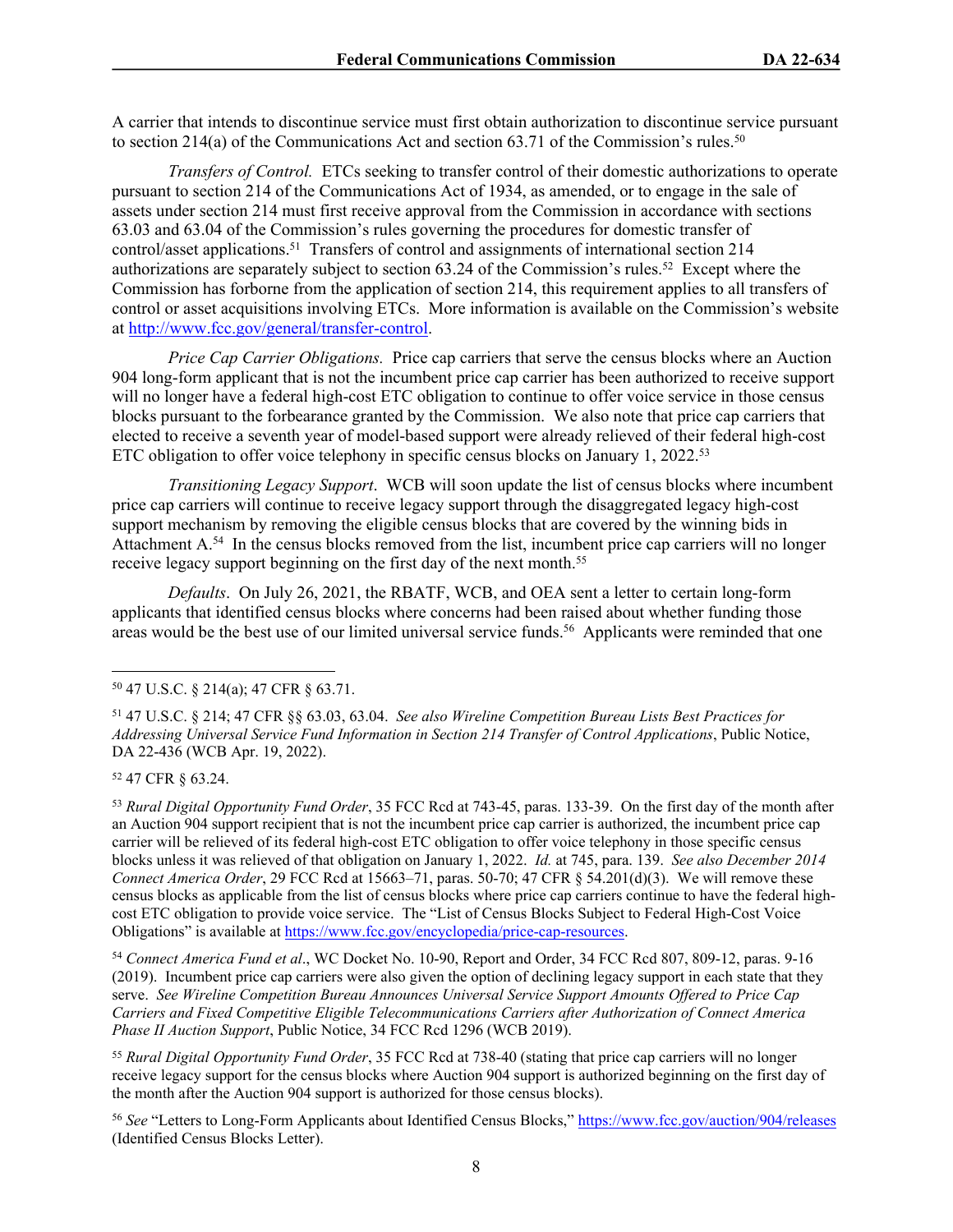A carrier that intends to discontinue service must first obtain authorization to discontinue service pursuant to section 214(a) of the Communications Act and section 63.71 of the Commission's rules.[50]

*Transfers of Control.* ETCs seeking to transfer control of their domestic authorizations to operate pursuant to section 214 of the Communications Act of 1934, as amended, or to engage in the sale of assets under section 214 must first receive approval from the Commission in accordance with sections 63.03 and 63.04 of the Commission's rules governing the procedures for domestic transfer of control/asset applications.[51] Transfers of control and assignments of international section 214 authorizations are separately subject to section 63.24 of the Commission's rules.[52] Except where the Commission has forborne from the application of section 214, this requirement applies to all transfers of control or asset acquisitions involving ETCs. More information is available on the Commission's website at http://www.fcc.gov/general/transfer-control.

*Price Cap Carrier Obligations.* Price cap carriers that serve the census blocks where an Auction 904 long-form applicant that is not the incumbent price cap carrier has been authorized to receive support will no longer have a federal high-cost ETC obligation to continue to offer voice service in those census blocks pursuant to the forbearance granted by the Commission. We also note that price cap carriers that elected to receive a seventh year of model-based support were already relieved of their federal high-cost ETC obligation to offer voice telephony in specific census blocks on January 1, 2022.[53]

*Transitioning Legacy Support*. WCB will soon update the list of census blocks where incumbent price cap carriers will continue to receive legacy support through the disaggregated legacy high-cost support mechanism by removing the eligible census blocks that are covered by the winning bids in Attachment A.[54] In the census blocks removed from the list, incumbent price cap carriers will no longer receive legacy support beginning on the first day of the next month.[55]

*Defaults*. On July 26, 2021, the RBATF, WCB, and OEA sent a letter to certain long-form applicants that identified census blocks where concerns had been raised about whether funding those areas would be the best use of our limited universal service funds.[56] Applicants were reminded that one

---

[50] 47 U.S.C. § 214(a); 47 CFR § 63.71.

[51] 47 U.S.C. § 214; 47 CFR §§ 63.03, 63.04. *See also Wireline Competition Bureau Lists Best Practices for Addressing Universal Service Fund Information in Section 214 Transfer of Control Applications*, Public Notice, DA 22-436 (WCB Apr. 19, 2022).

[52] 47 CFR § 63.24.

[53] *Rural Digital Opportunity Fund Order*, 35 FCC Rcd at 743-45, paras. 133-39. On the first day of the month after an Auction 904 support recipient that is not the incumbent price cap carrier is authorized, the incumbent price cap carrier will be relieved of its federal high-cost ETC obligation to offer voice telephony in those specific census blocks unless it was relieved of that obligation on January 1, 2022. *Id.* at 745, para. 139. *See also December 2014 Connect America Order*, 29 FCC Rcd at 15663–71, paras. 50-70; 47 CFR § 54.201(d)(3). We will remove these census blocks as applicable from the list of census blocks where price cap carriers continue to have the federal high-cost ETC obligation to provide voice service. The "List of Census Blocks Subject to Federal High-Cost Voice Obligations" is available at https://www.fcc.gov/encyclopedia/price-cap-resources.

[54] *Connect America Fund et al*., WC Docket No. 10-90, Report and Order, 34 FCC Rcd 807, 809-12, paras. 9-16 (2019). Incumbent price cap carriers were also given the option of declining legacy support in each state that they serve. *See Wireline Competition Bureau Announces Universal Service Support Amounts Offered to Price Cap Carriers and Fixed Competitive Eligible Telecommunications Carriers after Authorization of Connect America Phase II Auction Support*, Public Notice, 34 FCC Rcd 1296 (WCB 2019).

[55] *Rural Digital Opportunity Fund Order*, 35 FCC Rcd at 738-40 (stating that price cap carriers will no longer receive legacy support for the census blocks where Auction 904 support is authorized beginning on the first day of the month after the Auction 904 support is authorized for those census blocks).

[56] *See* "Letters to Long-Form Applicants about Identified Census Blocks," https://www.fcc.gov/auction/904/releases (Identified Census Blocks Letter).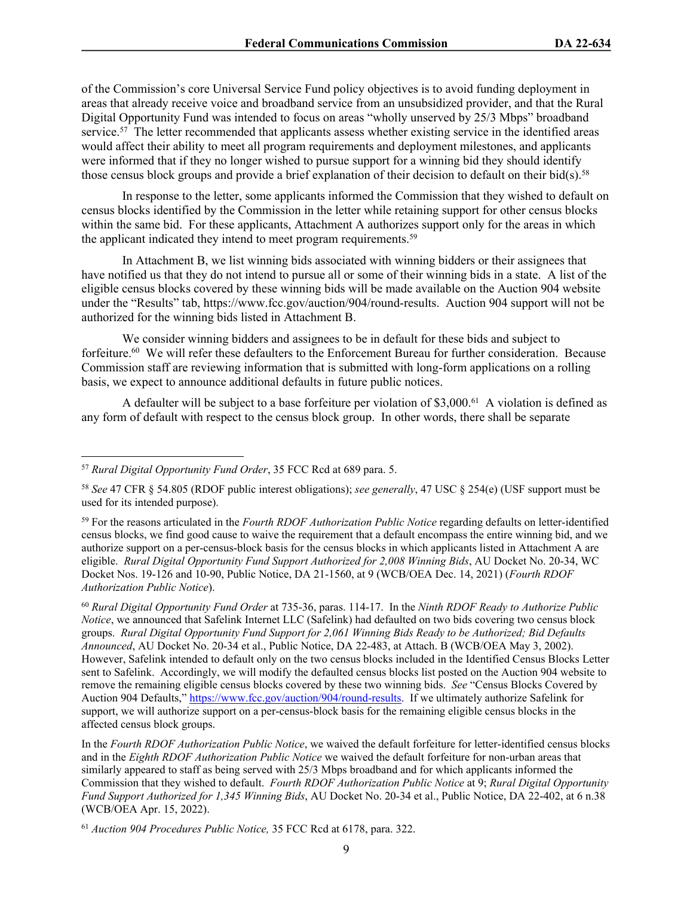of the Commission's core Universal Service Fund policy objectives is to avoid funding deployment in areas that already receive voice and broadband service from an unsubsidized provider, and that the Rural Digital Opportunity Fund was intended to focus on areas "wholly unserved by 25/3 Mbps" broadband service.[57] The letter recommended that applicants assess whether existing service in the identified areas would affect their ability to meet all program requirements and deployment milestones, and applicants were informed that if they no longer wished to pursue support for a winning bid they should identify those census block groups and provide a brief explanation of their decision to default on their bid(s).[58]

In response to the letter, some applicants informed the Commission that they wished to default on census blocks identified by the Commission in the letter while retaining support for other census blocks within the same bid. For these applicants, Attachment A authorizes support only for the areas in which the applicant indicated they intend to meet program requirements.[59]

In Attachment B, we list winning bids associated with winning bidders or their assignees that have notified us that they do not intend to pursue all or some of their winning bids in a state. A list of the eligible census blocks covered by these winning bids will be made available on the Auction 904 website under the "Results" tab, https://www.fcc.gov/auction/904/round-results. Auction 904 support will not be authorized for the winning bids listed in Attachment B.

We consider winning bidders and assignees to be in default for these bids and subject to forfeiture.[60] We will refer these defaulters to the Enforcement Bureau for further consideration. Because Commission staff are reviewing information that is submitted with long-form applications on a rolling basis, we expect to announce additional defaults in future public notices.

A defaulter will be subject to a base forfeiture per violation of $3,000.[61] A violation is defined as any form of default with respect to the census block group. In other words, there shall be separate

---

[57] *Rural Digital Opportunity Fund Order*, 35 FCC Rcd at 689 para. 5.

[58] *See* 47 CFR § 54.805 (RDOF public interest obligations); *see generally*, 47 USC § 254(e) (USF support must be used for its intended purpose).

[59] For the reasons articulated in the *Fourth RDOF Authorization Public Notice* regarding defaults on letter-identified census blocks, we find good cause to waive the requirement that a default encompass the entire winning bid, and we authorize support on a per-census-block basis for the census blocks in which applicants listed in Attachment A are eligible. *Rural Digital Opportunity Fund Support Authorized for 2,008 Winning Bids*, AU Docket No. 20-34, WC Docket Nos. 19-126 and 10-90, Public Notice, DA 21-1560, at 9 (WCB/OEA Dec. 14, 2021) (*Fourth RDOF Authorization Public Notice*).

[60] *Rural Digital Opportunity Fund Order* at 735-36, paras. 114-17. In the *Ninth RDOF Ready to Authorize Public Notice*, we announced that Safelink Internet LLC (Safelink) had defaulted on two bids covering two census block groups. *Rural Digital Opportunity Fund Support for 2,061 Winning Bids Ready to be Authorized; Bid Defaults Announced*, AU Docket No. 20-34 et al., Public Notice, DA 22-483, at Attach. B (WCB/OEA May 3, 2002). However, Safelink intended to default only on the two census blocks included in the Identified Census Blocks Letter sent to Safelink. Accordingly, we will modify the defaulted census blocks list posted on the Auction 904 website to remove the remaining eligible census blocks covered by these two winning bids. *See* "Census Blocks Covered by Auction 904 Defaults," https://www.fcc.gov/auction/904/round-results. If we ultimately authorize Safelink for support, we will authorize support on a per-census-block basis for the remaining eligible census blocks in the affected census block groups.

In the *Fourth RDOF Authorization Public Notice*, we waived the default forfeiture for letter-identified census blocks and in the *Eighth RDOF Authorization Public Notice* we waived the default forfeiture for non-urban areas that similarly appeared to staff as being served with 25/3 Mbps broadband and for which applicants informed the Commission that they wished to default. *Fourth RDOF Authorization Public Notice* at 9; *Rural Digital Opportunity Fund Support Authorized for 1,345 Winning Bids*, AU Docket No. 20-34 et al., Public Notice, DA 22-402, at 6 n.38 (WCB/OEA Apr. 15, 2022).

[61] *Auction 904 Procedures Public Notice,* 35 FCC Rcd at 6178, para. 322.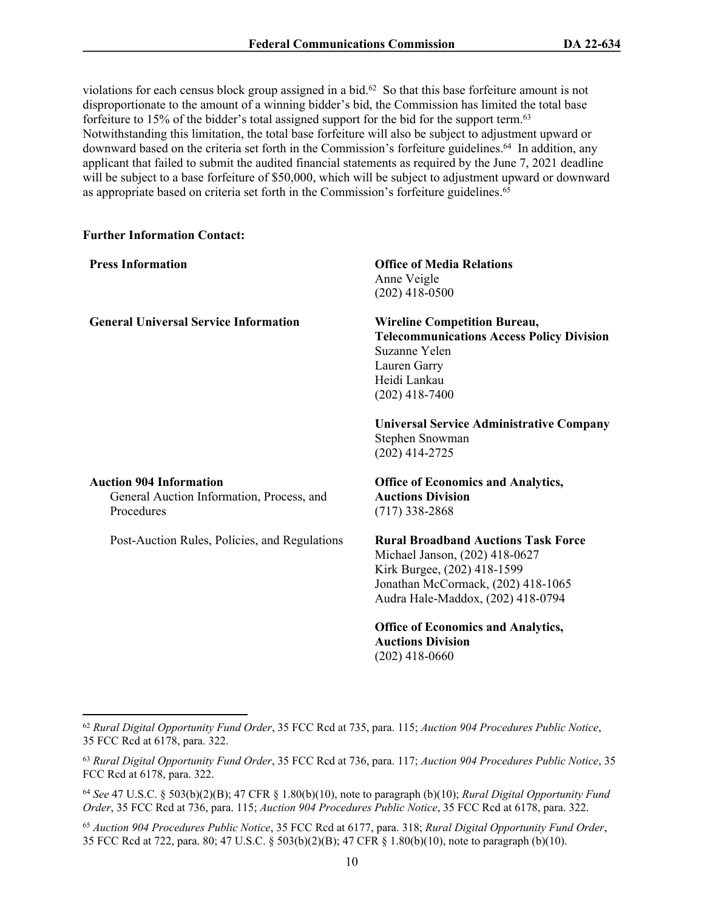violations for each census block group assigned in a bid.[62] So that this base forfeiture amount is not disproportionate to the amount of a winning bidder's bid, the Commission has limited the total base forfeiture to 15% of the bidder's total assigned support for the bid for the support term.[63] Notwithstanding this limitation, the total base forfeiture will also be subject to adjustment upward or downward based on the criteria set forth in the Commission's forfeiture guidelines.[64] In addition, any applicant that failed to submit the audited financial statements as required by the June 7, 2021 deadline will be subject to a base forfeiture of $50,000, which will be subject to adjustment upward or downward as appropriate based on criteria set forth in the Commission's forfeiture guidelines.[65]

**Further Information Contact:**

| | |
|---|---|
| **Press Information** | **Office of Media Relations**<br>Anne Veigle<br>(202) 418-0500 |
| **General Universal Service Information** | **Wireline Competition Bureau, Telecommunications Access Policy Division**<br>Suzanne Yelen<br>Lauren Garry<br>Heidi Lankau<br>(202) 418-7400 |
| | **Universal Service Administrative Company**<br>Stephen Snowman<br>(202) 414-2725 |
| **Auction 904 Information**<br>General Auction Information, Process, and Procedures | **Office of Economics and Analytics, Auctions Division**<br>(717) 338-2868 |
| Post-Auction Rules, Policies, and Regulations | **Rural Broadband Auctions Task Force**<br>Michael Janson, (202) 418-0627<br>Kirk Burgee, (202) 418-1599<br>Jonathan McCormack, (202) 418-1065<br>Audra Hale-Maddox, (202) 418-0794 |
| | **Office of Economics and Analytics, Auctions Division**<br>(202) 418-0660 |

---

[62] *Rural Digital Opportunity Fund Order*, 35 FCC Rcd at 735, para. 115; *Auction 904 Procedures Public Notice*, 35 FCC Rcd at 6178, para. 322.

[63] *Rural Digital Opportunity Fund Order*, 35 FCC Rcd at 736, para. 117; *Auction 904 Procedures Public Notice*, 35 FCC Rcd at 6178, para. 322.

[64] *See* 47 U.S.C. § 503(b)(2)(B); 47 CFR § 1.80(b)(10), note to paragraph (b)(10); *Rural Digital Opportunity Fund Order*, 35 FCC Rcd at 736, para. 115; *Auction 904 Procedures Public Notice*, 35 FCC Rcd at 6178, para. 322.

[65] *Auction 904 Procedures Public Notice*, 35 FCC Rcd at 6177, para. 318; *Rural Digital Opportunity Fund Order*, 35 FCC Rcd at 722, para. 80; 47 U.S.C. § 503(b)(2)(B); 47 CFR § 1.80(b)(10), note to paragraph (b)(10).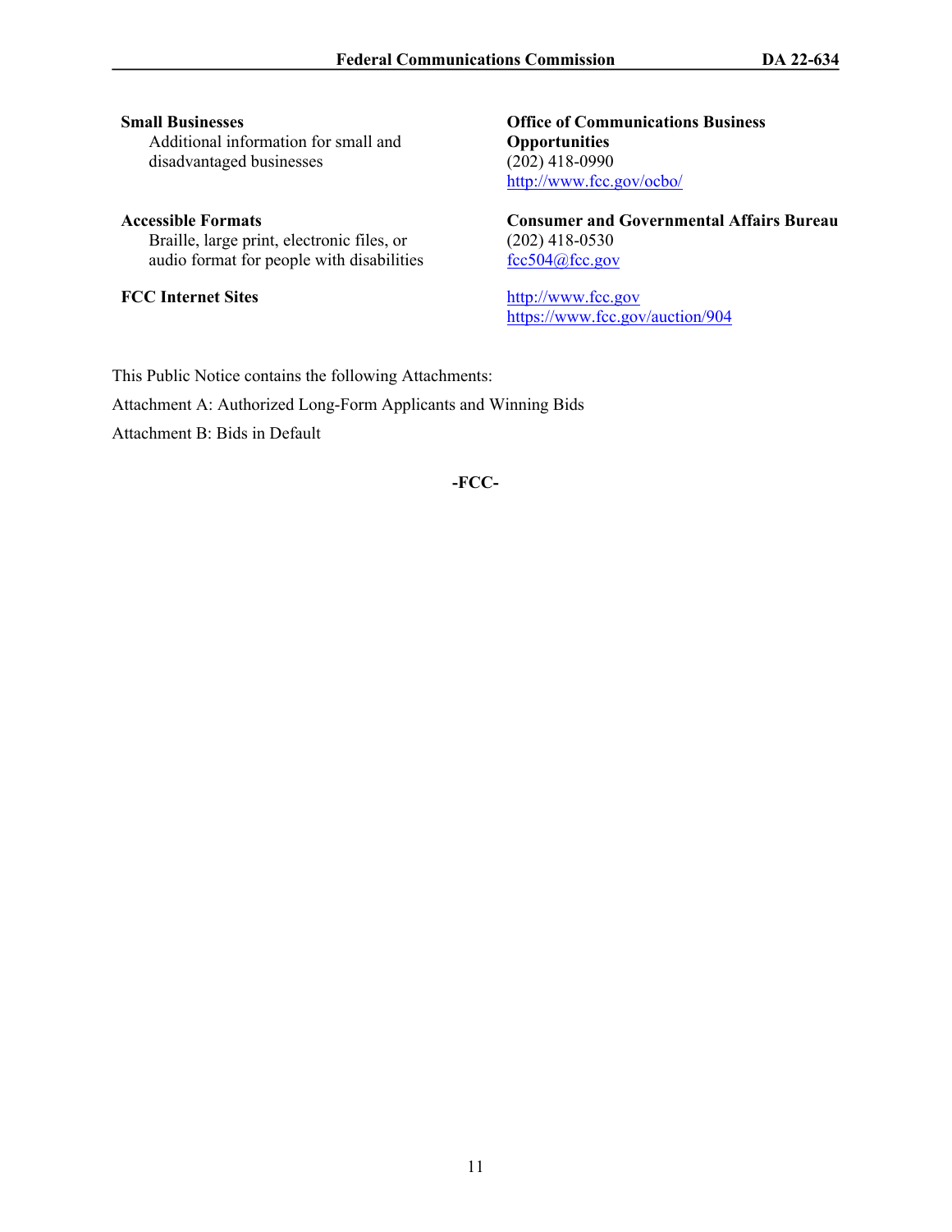| | |
|---|---|
| **Small Businesses**<br>Additional information for small and disadvantaged businesses | **Office of Communications Business Opportunities**<br>(202) 418-0990<br>http://www.fcc.gov/ocbo/ |
| **Accessible Formats**<br>Braille, large print, electronic files, or audio format for people with disabilities | **Consumer and Governmental Affairs Bureau**<br>(202) 418-0530<br>fcc504@fcc.gov |
| **FCC Internet Sites** | http://www.fcc.gov<br>https://www.fcc.gov/auction/904 |

This Public Notice contains the following Attachments:

Attachment A: Authorized Long-Form Applicants and Winning Bids

Attachment B: Bids in Default

**-FCC-**